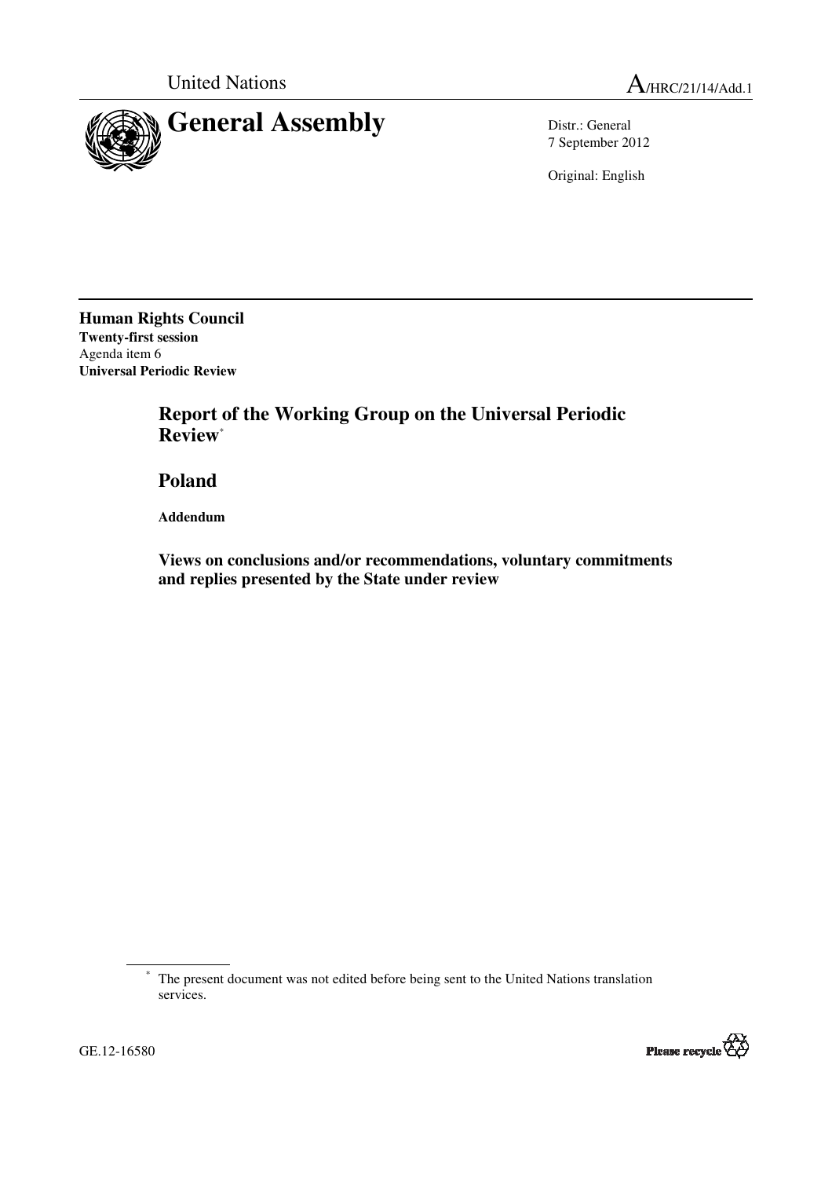United Nations A/HRC/21/14/Add.1

# General Assembly

Distr.: General
7 September 2012

Original: English

**Human Rights Council**
**Twenty-first session**
Agenda item 6
**Universal Periodic Review**

## Report of the Working Group on the Universal Periodic Review*

## Poland

**Addendum**

### Views on conclusions and/or recommendations, voluntary commitments and replies presented by the State under review

\* The present document was not edited before being sent to the United Nations translation services.

GE.12-16580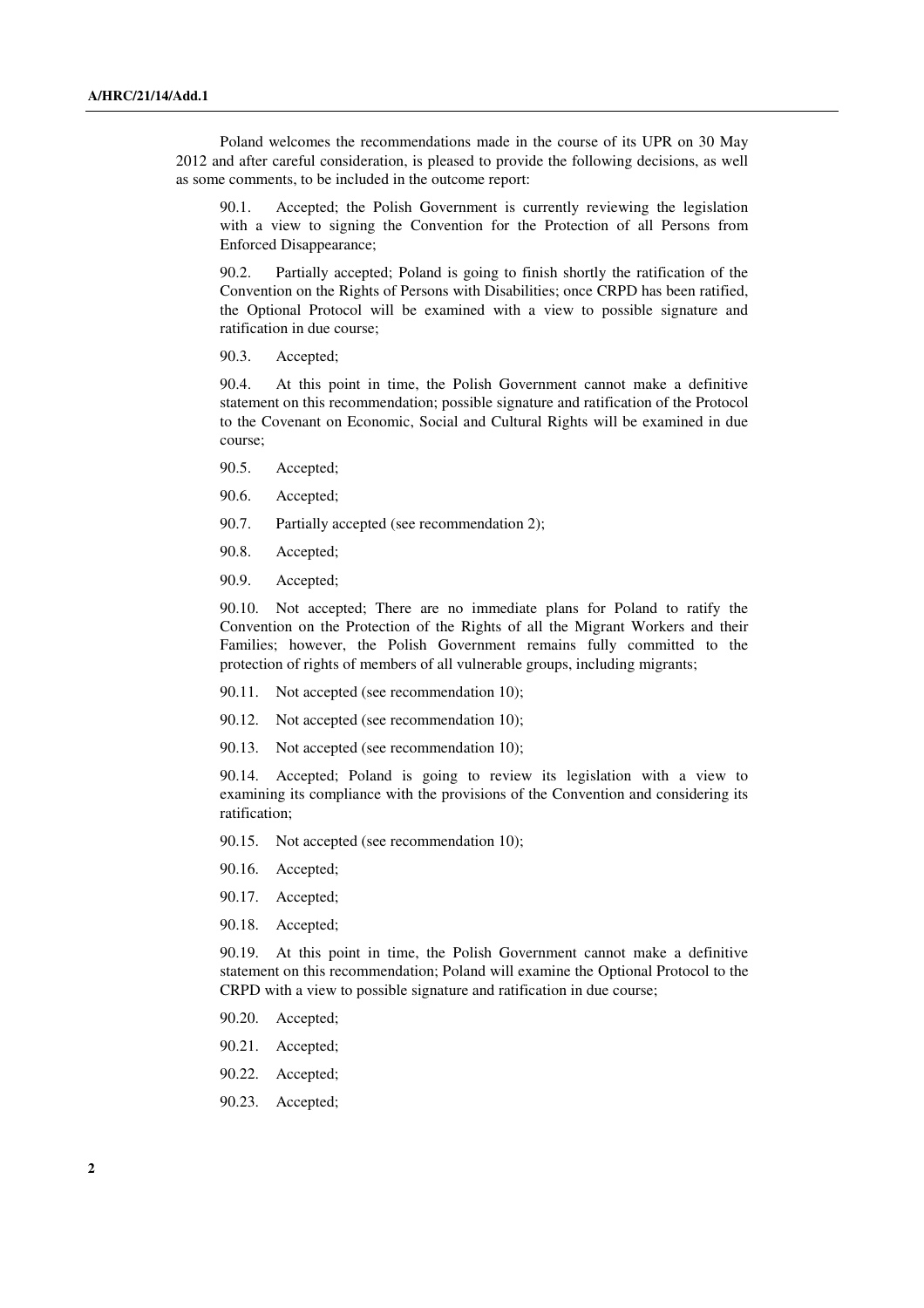Poland welcomes the recommendations made in the course of its UPR on 30 May 2012 and after careful consideration, is pleased to provide the following decisions, as well as some comments, to be included in the outcome report:

90.1. Accepted; the Polish Government is currently reviewing the legislation with a view to signing the Convention for the Protection of all Persons from Enforced Disappearance;

90.2. Partially accepted; Poland is going to finish shortly the ratification of the Convention on the Rights of Persons with Disabilities; once CRPD has been ratified, the Optional Protocol will be examined with a view to possible signature and ratification in due course;

90.3. Accepted;

90.4. At this point in time, the Polish Government cannot make a definitive statement on this recommendation; possible signature and ratification of the Protocol to the Covenant on Economic, Social and Cultural Rights will be examined in due course;

90.5. Accepted;

90.6. Accepted;

90.7. Partially accepted (see recommendation 2);

90.8. Accepted;

90.9. Accepted;

90.10. Not accepted; There are no immediate plans for Poland to ratify the Convention on the Protection of the Rights of all the Migrant Workers and their Families; however, the Polish Government remains fully committed to the protection of rights of members of all vulnerable groups, including migrants;

90.11. Not accepted (see recommendation 10);

90.12. Not accepted (see recommendation 10);

90.13. Not accepted (see recommendation 10);

90.14. Accepted; Poland is going to review its legislation with a view to examining its compliance with the provisions of the Convention and considering its ratification;

90.15. Not accepted (see recommendation 10);

90.16. Accepted;

90.17. Accepted;

90.18. Accepted;

90.19. At this point in time, the Polish Government cannot make a definitive statement on this recommendation; Poland will examine the Optional Protocol to the CRPD with a view to possible signature and ratification in due course;

90.20. Accepted;

90.21. Accepted;

90.22. Accepted;

90.23. Accepted;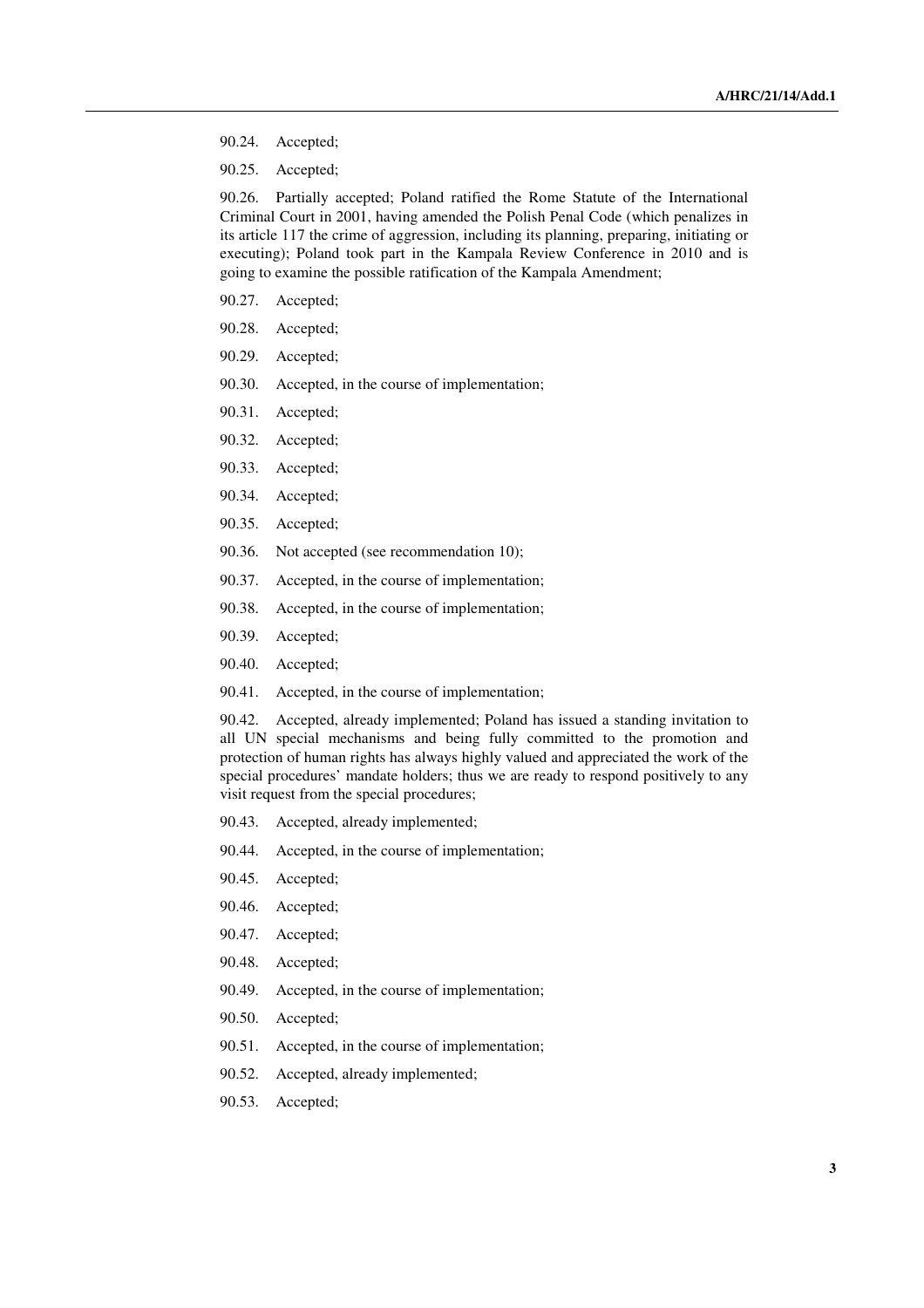90.24. Accepted;

90.25. Accepted;

90.26. Partially accepted; Poland ratified the Rome Statute of the International Criminal Court in 2001, having amended the Polish Penal Code (which penalizes in its article 117 the crime of aggression, including its planning, preparing, initiating or executing); Poland took part in the Kampala Review Conference in 2010 and is going to examine the possible ratification of the Kampala Amendment;

90.27. Accepted;

90.28. Accepted;

90.29. Accepted;

90.30. Accepted, in the course of implementation;

90.31. Accepted;

90.32. Accepted;

90.33. Accepted;

90.34. Accepted;

90.35. Accepted;

90.36. Not accepted (see recommendation 10);

90.37. Accepted, in the course of implementation;

90.38. Accepted, in the course of implementation;

90.39. Accepted;

90.40. Accepted;

90.41. Accepted, in the course of implementation;

90.42. Accepted, already implemented; Poland has issued a standing invitation to all UN special mechanisms and being fully committed to the promotion and protection of human rights has always highly valued and appreciated the work of the special procedures' mandate holders; thus we are ready to respond positively to any visit request from the special procedures;

90.43. Accepted, already implemented;

90.44. Accepted, in the course of implementation;

90.45. Accepted;

90.46. Accepted;

90.47. Accepted;

90.48. Accepted;

90.49. Accepted, in the course of implementation;

90.50. Accepted;

90.51. Accepted, in the course of implementation;

90.52. Accepted, already implemented;

90.53. Accepted;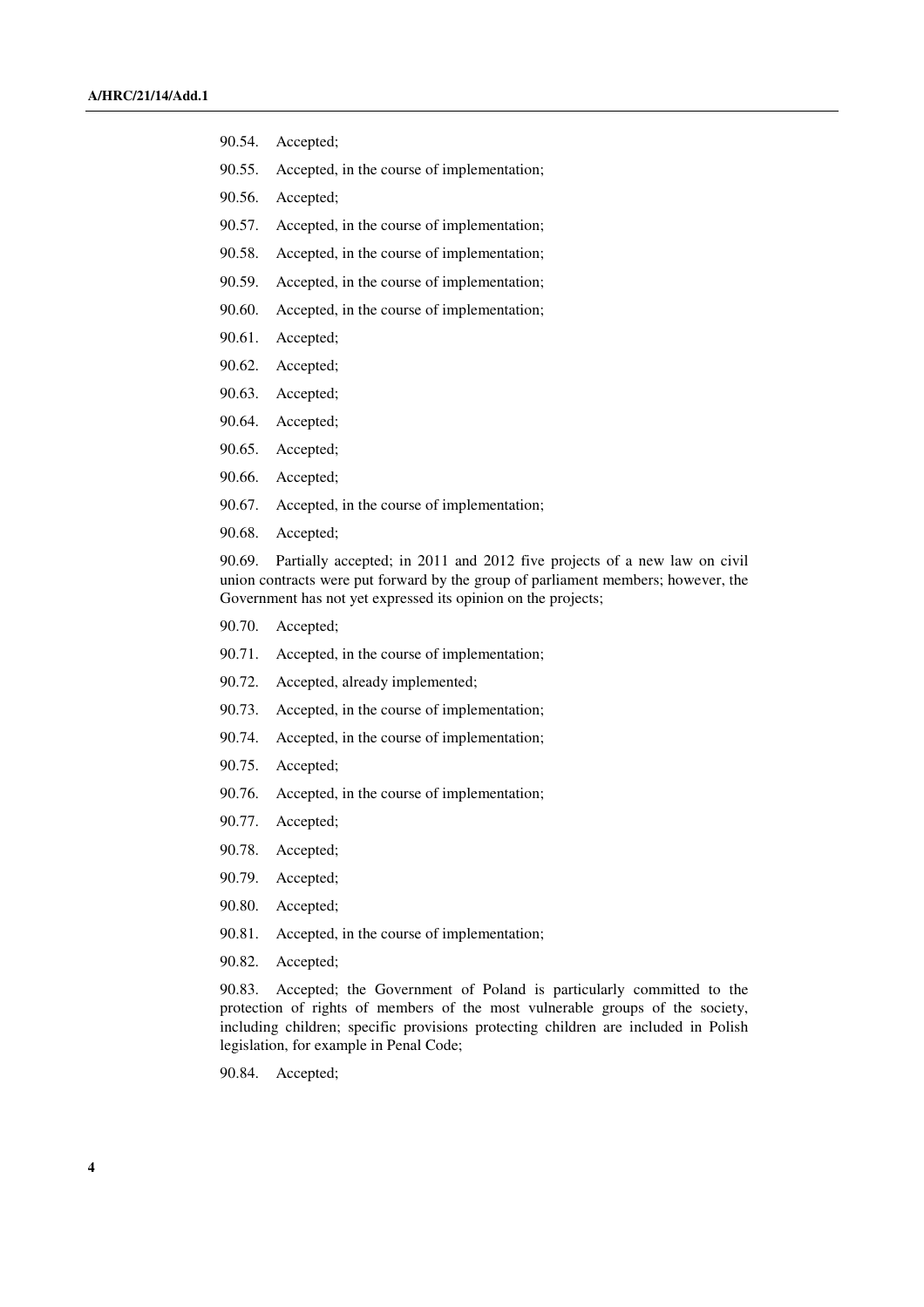90.54. Accepted;

90.55. Accepted, in the course of implementation;

90.56. Accepted;

90.57. Accepted, in the course of implementation;

90.58. Accepted, in the course of implementation;

90.59. Accepted, in the course of implementation;

90.60. Accepted, in the course of implementation;

90.61. Accepted;

90.62. Accepted;

90.63. Accepted;

90.64. Accepted;

90.65. Accepted;

90.66. Accepted;

90.67. Accepted, in the course of implementation;

90.68. Accepted;

90.69. Partially accepted; in 2011 and 2012 five projects of a new law on civil union contracts were put forward by the group of parliament members; however, the Government has not yet expressed its opinion on the projects;

90.70. Accepted;

90.71. Accepted, in the course of implementation;

90.72. Accepted, already implemented;

90.73. Accepted, in the course of implementation;

90.74. Accepted, in the course of implementation;

90.75. Accepted;

90.76. Accepted, in the course of implementation;

90.77. Accepted;

90.78. Accepted;

90.79. Accepted;

90.80. Accepted;

90.81. Accepted, in the course of implementation;

90.82. Accepted;

90.83. Accepted; the Government of Poland is particularly committed to the protection of rights of members of the most vulnerable groups of the society, including children; specific provisions protecting children are included in Polish legislation, for example in Penal Code;

90.84. Accepted;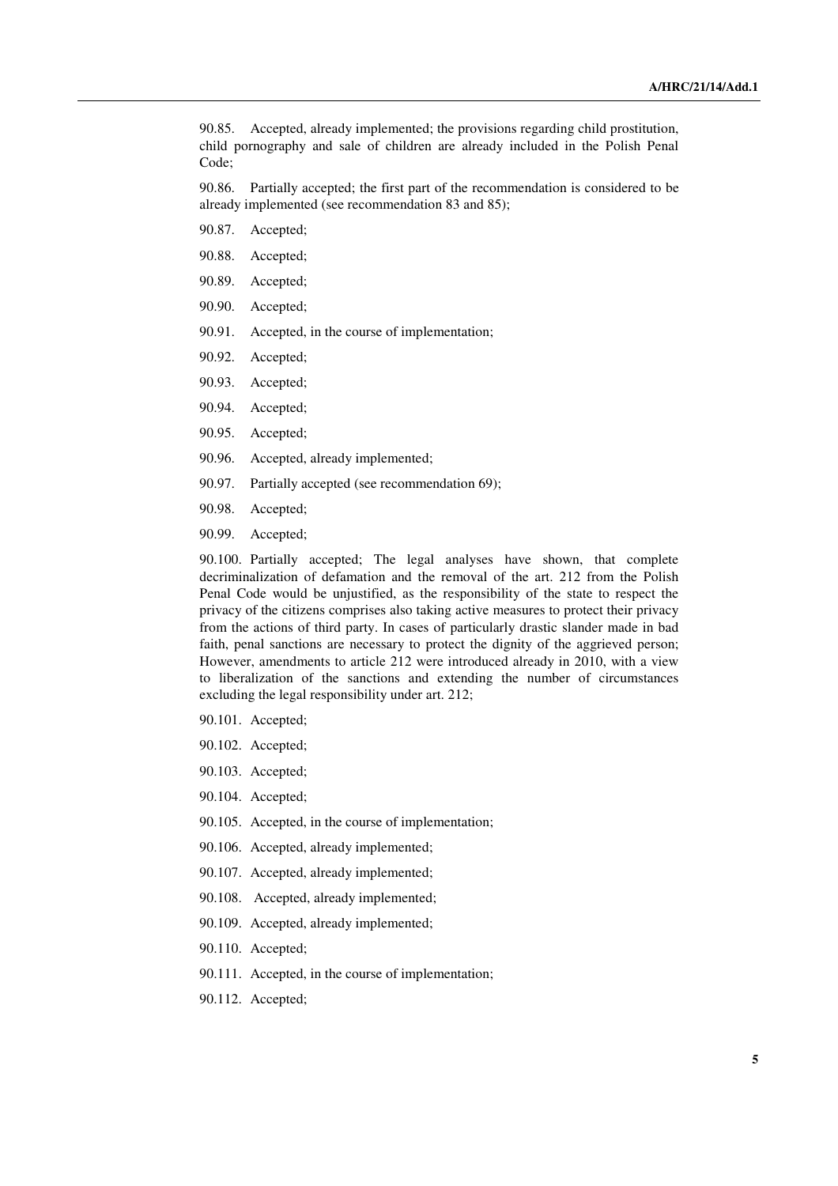90.85. Accepted, already implemented; the provisions regarding child prostitution, child pornography and sale of children are already included in the Polish Penal Code;

90.86. Partially accepted; the first part of the recommendation is considered to be already implemented (see recommendation 83 and 85);

90.87. Accepted;

90.88. Accepted;

90.89. Accepted;

90.90. Accepted;

90.91. Accepted, in the course of implementation;

90.92. Accepted;

90.93. Accepted;

90.94. Accepted;

90.95. Accepted;

90.96. Accepted, already implemented;

90.97. Partially accepted (see recommendation 69);

90.98. Accepted;

90.99. Accepted;

90.100. Partially accepted; The legal analyses have shown, that complete decriminalization of defamation and the removal of the art. 212 from the Polish Penal Code would be unjustified, as the responsibility of the state to respect the privacy of the citizens comprises also taking active measures to protect their privacy from the actions of third party. In cases of particularly drastic slander made in bad faith, penal sanctions are necessary to protect the dignity of the aggrieved person; However, amendments to article 212 were introduced already in 2010, with a view to liberalization of the sanctions and extending the number of circumstances excluding the legal responsibility under art. 212;

90.101. Accepted;

90.102. Accepted;

90.103. Accepted;

90.104. Accepted;

90.105. Accepted, in the course of implementation;

90.106. Accepted, already implemented;

90.107. Accepted, already implemented;

90.108. Accepted, already implemented;

90.109. Accepted, already implemented;

90.110. Accepted;

90.111. Accepted, in the course of implementation;

90.112. Accepted;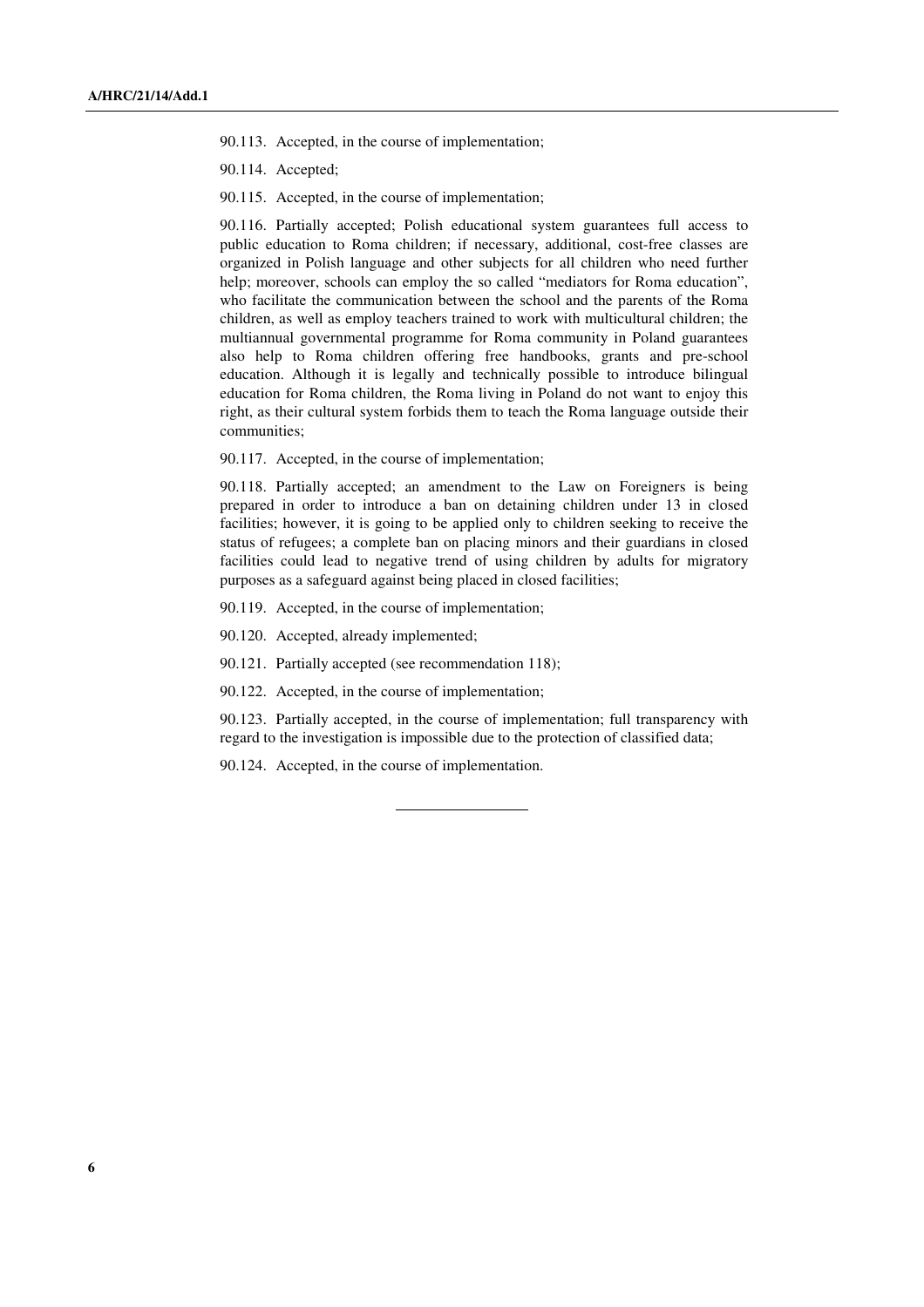90.113. Accepted, in the course of implementation;

90.114. Accepted;

90.115. Accepted, in the course of implementation;

90.116. Partially accepted; Polish educational system guarantees full access to public education to Roma children; if necessary, additional, cost-free classes are organized in Polish language and other subjects for all children who need further help; moreover, schools can employ the so called "mediators for Roma education", who facilitate the communication between the school and the parents of the Roma children, as well as employ teachers trained to work with multicultural children; the multiannual governmental programme for Roma community in Poland guarantees also help to Roma children offering free handbooks, grants and pre-school education. Although it is legally and technically possible to introduce bilingual education for Roma children, the Roma living in Poland do not want to enjoy this right, as their cultural system forbids them to teach the Roma language outside their communities;

90.117. Accepted, in the course of implementation;

90.118. Partially accepted; an amendment to the Law on Foreigners is being prepared in order to introduce a ban on detaining children under 13 in closed facilities; however, it is going to be applied only to children seeking to receive the status of refugees; a complete ban on placing minors and their guardians in closed facilities could lead to negative trend of using children by adults for migratory purposes as a safeguard against being placed in closed facilities;

90.119. Accepted, in the course of implementation;

90.120. Accepted, already implemented;

90.121. Partially accepted (see recommendation 118);

90.122. Accepted, in the course of implementation;

90.123. Partially accepted, in the course of implementation; full transparency with regard to the investigation is impossible due to the protection of classified data;

90.124. Accepted, in the course of implementation.